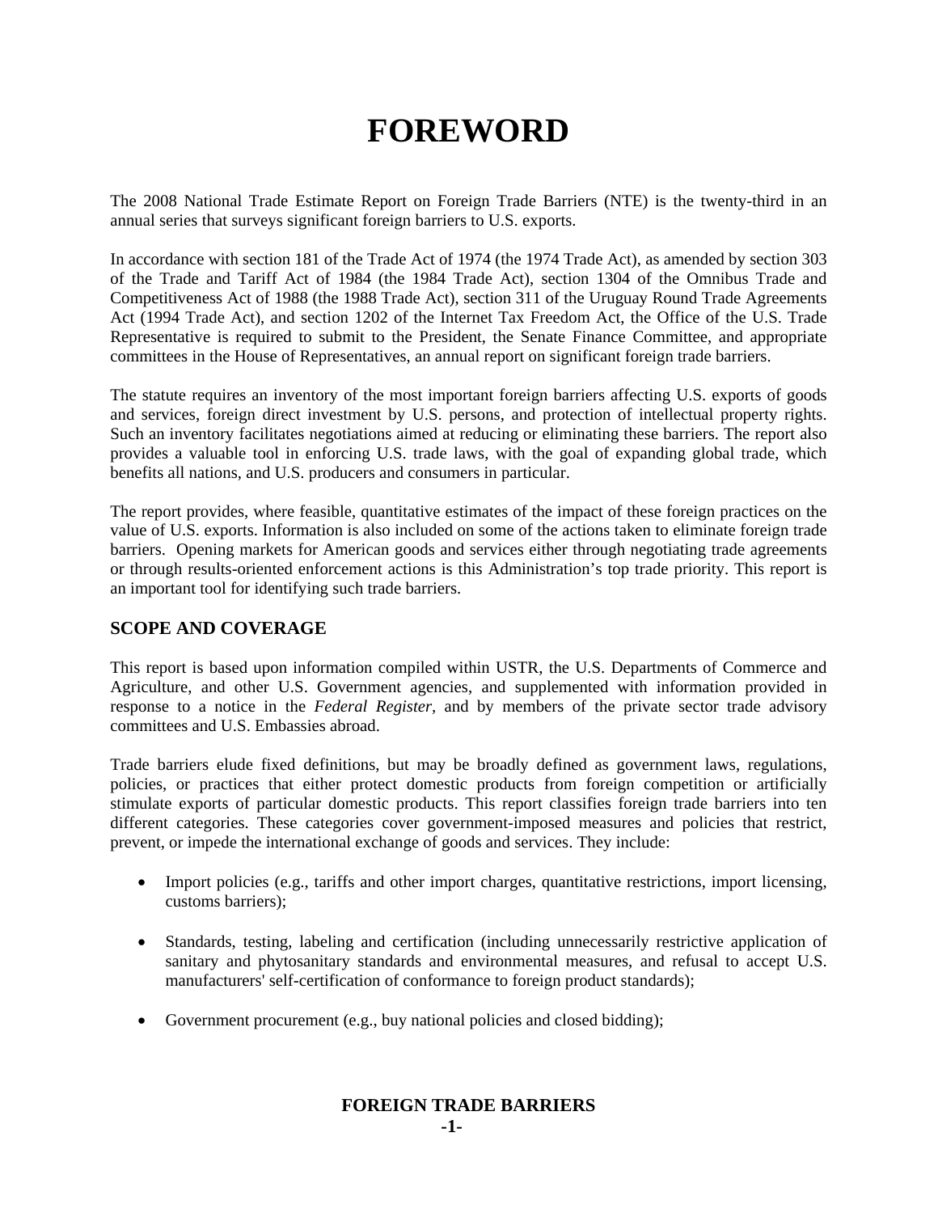# FOREWORD

The 2008 National Trade Estimate Report on Foreign Trade Barriers (NTE) is the twenty-third in an annual series that surveys significant foreign barriers to U.S. exports.

In accordance with section 181 of the Trade Act of 1974 (the 1974 Trade Act), as amended by section 303 of the Trade and Tariff Act of 1984 (the 1984 Trade Act), section 1304 of the Omnibus Trade and Competitiveness Act of 1988 (the 1988 Trade Act), section 311 of the Uruguay Round Trade Agreements Act (1994 Trade Act), and section 1202 of the Internet Tax Freedom Act, the Office of the U.S. Trade Representative is required to submit to the President, the Senate Finance Committee, and appropriate committees in the House of Representatives, an annual report on significant foreign trade barriers.

The statute requires an inventory of the most important foreign barriers affecting U.S. exports of goods and services, foreign direct investment by U.S. persons, and protection of intellectual property rights. Such an inventory facilitates negotiations aimed at reducing or eliminating these barriers. The report also provides a valuable tool in enforcing U.S. trade laws, with the goal of expanding global trade, which benefits all nations, and U.S. producers and consumers in particular.

The report provides, where feasible, quantitative estimates of the impact of these foreign practices on the value of U.S. exports. Information is also included on some of the actions taken to eliminate foreign trade barriers. Opening markets for American goods and services either through negotiating trade agreements or through results-oriented enforcement actions is this Administration's top trade priority. This report is an important tool for identifying such trade barriers.

## SCOPE AND COVERAGE

This report is based upon information compiled within USTR, the U.S. Departments of Commerce and Agriculture, and other U.S. Government agencies, and supplemented with information provided in response to a notice in the *Federal Register,* and by members of the private sector trade advisory committees and U.S. Embassies abroad.

Trade barriers elude fixed definitions, but may be broadly defined as government laws, regulations, policies, or practices that either protect domestic products from foreign competition or artificially stimulate exports of particular domestic products. This report classifies foreign trade barriers into ten different categories. These categories cover government-imposed measures and policies that restrict, prevent, or impede the international exchange of goods and services. They include:

- Import policies (e.g., tariffs and other import charges, quantitative restrictions, import licensing, customs barriers);
- Standards, testing, labeling and certification (including unnecessarily restrictive application of sanitary and phytosanitary standards and environmental measures, and refusal to accept U.S. manufacturers' self-certification of conformance to foreign product standards);
- Government procurement (e.g., buy national policies and closed bidding);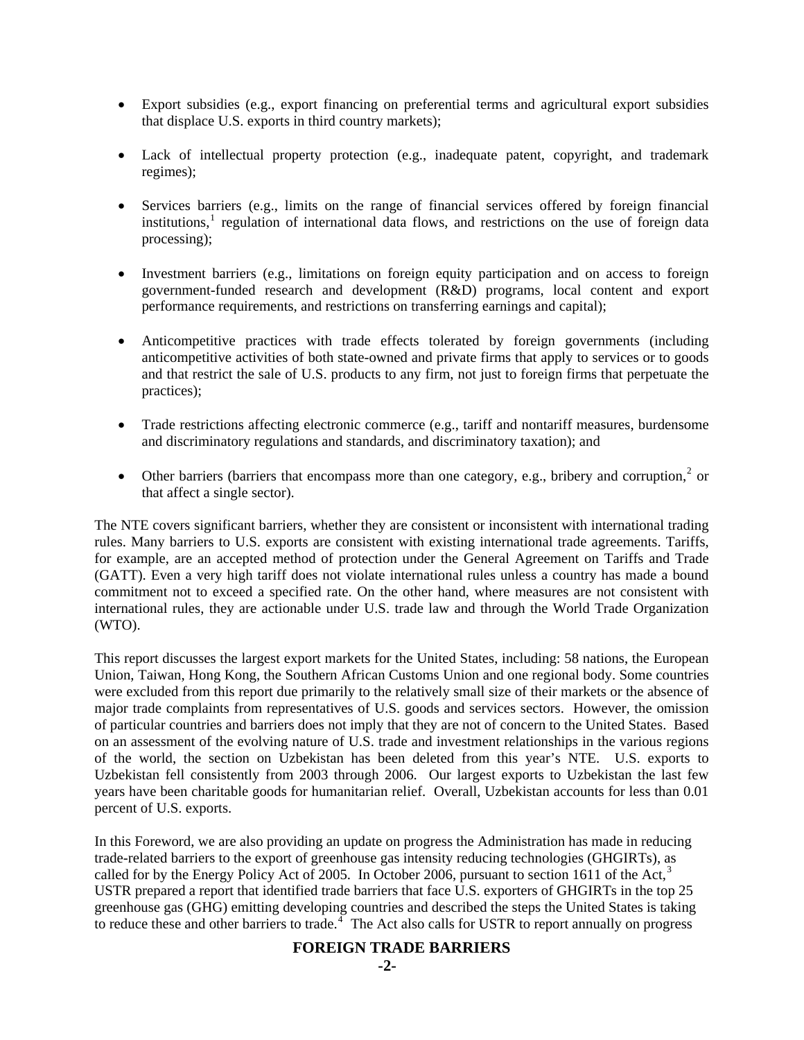- Export subsidies (e.g., export financing on preferential terms and agricultural export subsidies that displace U.S. exports in third country markets);

- Lack of intellectual property protection (e.g., inadequate patent, copyright, and trademark regimes);

- Services barriers (e.g., limits on the range of financial services offered by foreign financial institutions,[1] regulation of international data flows, and restrictions on the use of foreign data processing);

- Investment barriers (e.g., limitations on foreign equity participation and on access to foreign government-funded research and development (R&D) programs, local content and export performance requirements, and restrictions on transferring earnings and capital);

- Anticompetitive practices with trade effects tolerated by foreign governments (including anticompetitive activities of both state-owned and private firms that apply to services or to goods and that restrict the sale of U.S. products to any firm, not just to foreign firms that perpetuate the practices);

- Trade restrictions affecting electronic commerce (e.g., tariff and nontariff measures, burdensome and discriminatory regulations and standards, and discriminatory taxation); and

- Other barriers (barriers that encompass more than one category, e.g., bribery and corruption,[2] or that affect a single sector).

The NTE covers significant barriers, whether they are consistent or inconsistent with international trading rules. Many barriers to U.S. exports are consistent with existing international trade agreements. Tariffs, for example, are an accepted method of protection under the General Agreement on Tariffs and Trade (GATT). Even a very high tariff does not violate international rules unless a country has made a bound commitment not to exceed a specified rate. On the other hand, where measures are not consistent with international rules, they are actionable under U.S. trade law and through the World Trade Organization (WTO).

This report discusses the largest export markets for the United States, including: 58 nations, the European Union, Taiwan, Hong Kong, the Southern African Customs Union and one regional body. Some countries were excluded from this report due primarily to the relatively small size of their markets or the absence of major trade complaints from representatives of U.S. goods and services sectors. However, the omission of particular countries and barriers does not imply that they are not of concern to the United States. Based on an assessment of the evolving nature of U.S. trade and investment relationships in the various regions of the world, the section on Uzbekistan has been deleted from this year's NTE. U.S. exports to Uzbekistan fell consistently from 2003 through 2006. Our largest exports to Uzbekistan the last few years have been charitable goods for humanitarian relief. Overall, Uzbekistan accounts for less than 0.01 percent of U.S. exports.

In this Foreword, we are also providing an update on progress the Administration has made in reducing trade-related barriers to the export of greenhouse gas intensity reducing technologies (GHGIRTs), as called for by the Energy Policy Act of 2005. In October 2006, pursuant to section 1611 of the Act,[3] USTR prepared a report that identified trade barriers that face U.S. exporters of GHGIRTs in the top 25 greenhouse gas (GHG) emitting developing countries and described the steps the United States is taking to reduce these and other barriers to trade.[4] The Act also calls for USTR to report annually on progress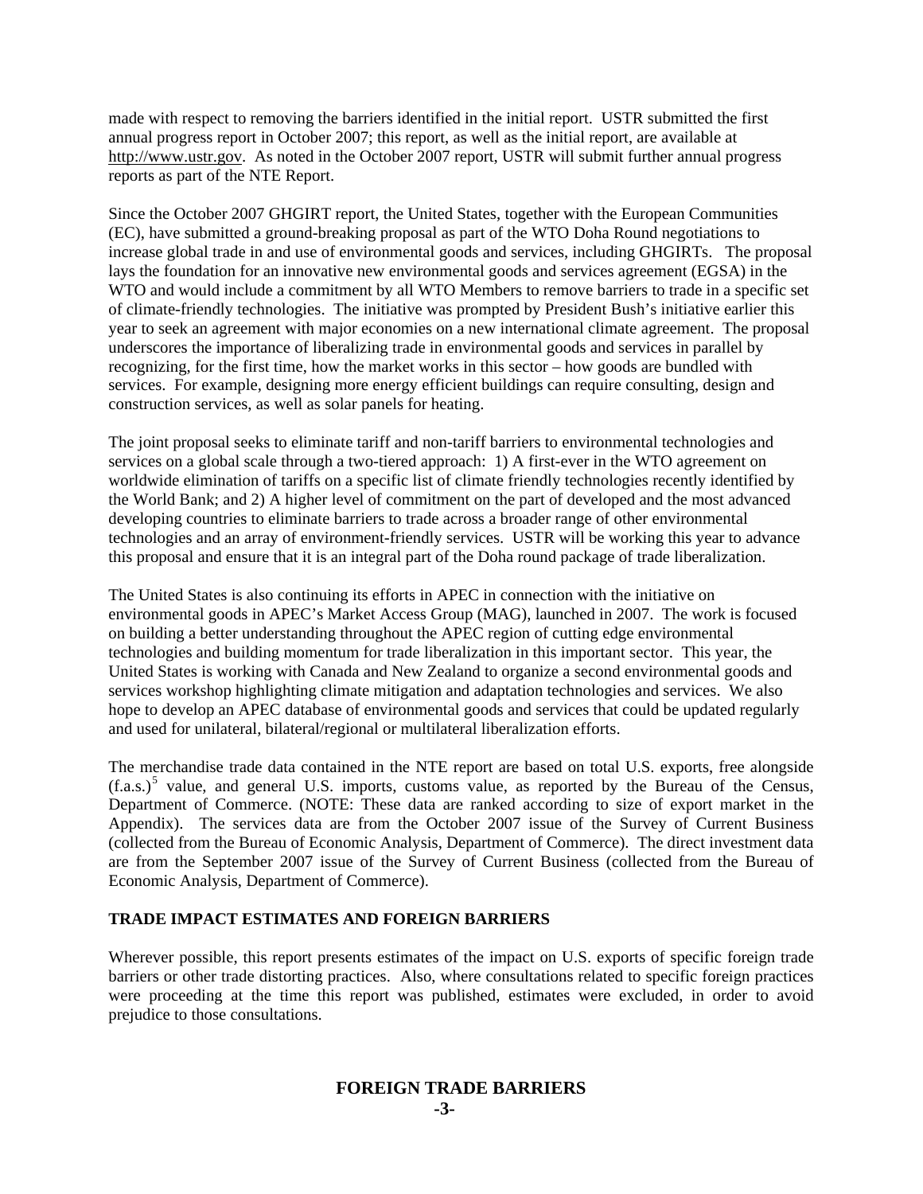made with respect to removing the barriers identified in the initial report. USTR submitted the first annual progress report in October 2007; this report, as well as the initial report, are available at http://www.ustr.gov. As noted in the October 2007 report, USTR will submit further annual progress reports as part of the NTE Report.

Since the October 2007 GHGIRT report, the United States, together with the European Communities (EC), have submitted a ground-breaking proposal as part of the WTO Doha Round negotiations to increase global trade in and use of environmental goods and services, including GHGIRTs. The proposal lays the foundation for an innovative new environmental goods and services agreement (EGSA) in the WTO and would include a commitment by all WTO Members to remove barriers to trade in a specific set of climate-friendly technologies. The initiative was prompted by President Bush's initiative earlier this year to seek an agreement with major economies on a new international climate agreement. The proposal underscores the importance of liberalizing trade in environmental goods and services in parallel by recognizing, for the first time, how the market works in this sector – how goods are bundled with services. For example, designing more energy efficient buildings can require consulting, design and construction services, as well as solar panels for heating.

The joint proposal seeks to eliminate tariff and non-tariff barriers to environmental technologies and services on a global scale through a two-tiered approach: 1) A first-ever in the WTO agreement on worldwide elimination of tariffs on a specific list of climate friendly technologies recently identified by the World Bank; and 2) A higher level of commitment on the part of developed and the most advanced developing countries to eliminate barriers to trade across a broader range of other environmental technologies and an array of environment-friendly services. USTR will be working this year to advance this proposal and ensure that it is an integral part of the Doha round package of trade liberalization.

The United States is also continuing its efforts in APEC in connection with the initiative on environmental goods in APEC's Market Access Group (MAG), launched in 2007. The work is focused on building a better understanding throughout the APEC region of cutting edge environmental technologies and building momentum for trade liberalization in this important sector. This year, the United States is working with Canada and New Zealand to organize a second environmental goods and services workshop highlighting climate mitigation and adaptation technologies and services. We also hope to develop an APEC database of environmental goods and services that could be updated regularly and used for unilateral, bilateral/regional or multilateral liberalization efforts.

The merchandise trade data contained in the NTE report are based on total U.S. exports, free alongside (f.a.s.)[5] value, and general U.S. imports, customs value, as reported by the Bureau of the Census, Department of Commerce. (NOTE: These data are ranked according to size of export market in the Appendix). The services data are from the October 2007 issue of the Survey of Current Business (collected from the Bureau of Economic Analysis, Department of Commerce). The direct investment data are from the September 2007 issue of the Survey of Current Business (collected from the Bureau of Economic Analysis, Department of Commerce).

**TRADE IMPACT ESTIMATES AND FOREIGN BARRIERS**

Wherever possible, this report presents estimates of the impact on U.S. exports of specific foreign trade barriers or other trade distorting practices. Also, where consultations related to specific foreign practices were proceeding at the time this report was published, estimates were excluded, in order to avoid prejudice to those consultations.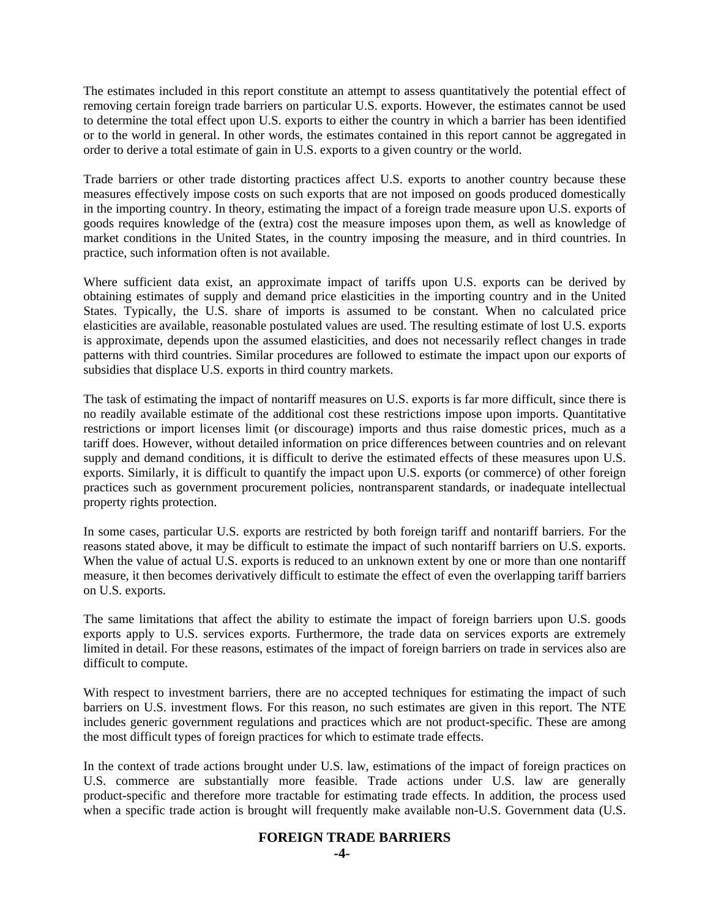The estimates included in this report constitute an attempt to assess quantitatively the potential effect of removing certain foreign trade barriers on particular U.S. exports. However, the estimates cannot be used to determine the total effect upon U.S. exports to either the country in which a barrier has been identified or to the world in general. In other words, the estimates contained in this report cannot be aggregated in order to derive a total estimate of gain in U.S. exports to a given country or the world.

Trade barriers or other trade distorting practices affect U.S. exports to another country because these measures effectively impose costs on such exports that are not imposed on goods produced domestically in the importing country. In theory, estimating the impact of a foreign trade measure upon U.S. exports of goods requires knowledge of the (extra) cost the measure imposes upon them, as well as knowledge of market conditions in the United States, in the country imposing the measure, and in third countries. In practice, such information often is not available.

Where sufficient data exist, an approximate impact of tariffs upon U.S. exports can be derived by obtaining estimates of supply and demand price elasticities in the importing country and in the United States. Typically, the U.S. share of imports is assumed to be constant. When no calculated price elasticities are available, reasonable postulated values are used. The resulting estimate of lost U.S. exports is approximate, depends upon the assumed elasticities, and does not necessarily reflect changes in trade patterns with third countries. Similar procedures are followed to estimate the impact upon our exports of subsidies that displace U.S. exports in third country markets.

The task of estimating the impact of nontariff measures on U.S. exports is far more difficult, since there is no readily available estimate of the additional cost these restrictions impose upon imports. Quantitative restrictions or import licenses limit (or discourage) imports and thus raise domestic prices, much as a tariff does. However, without detailed information on price differences between countries and on relevant supply and demand conditions, it is difficult to derive the estimated effects of these measures upon U.S. exports. Similarly, it is difficult to quantify the impact upon U.S. exports (or commerce) of other foreign practices such as government procurement policies, nontransparent standards, or inadequate intellectual property rights protection.

In some cases, particular U.S. exports are restricted by both foreign tariff and nontariff barriers. For the reasons stated above, it may be difficult to estimate the impact of such nontariff barriers on U.S. exports. When the value of actual U.S. exports is reduced to an unknown extent by one or more than one nontariff measure, it then becomes derivatively difficult to estimate the effect of even the overlapping tariff barriers on U.S. exports.

The same limitations that affect the ability to estimate the impact of foreign barriers upon U.S. goods exports apply to U.S. services exports. Furthermore, the trade data on services exports are extremely limited in detail. For these reasons, estimates of the impact of foreign barriers on trade in services also are difficult to compute.

With respect to investment barriers, there are no accepted techniques for estimating the impact of such barriers on U.S. investment flows. For this reason, no such estimates are given in this report. The NTE includes generic government regulations and practices which are not product-specific. These are among the most difficult types of foreign practices for which to estimate trade effects.

In the context of trade actions brought under U.S. law, estimations of the impact of foreign practices on U.S. commerce are substantially more feasible. Trade actions under U.S. law are generally product-specific and therefore more tractable for estimating trade effects. In addition, the process used when a specific trade action is brought will frequently make available non-U.S. Government data (U.S.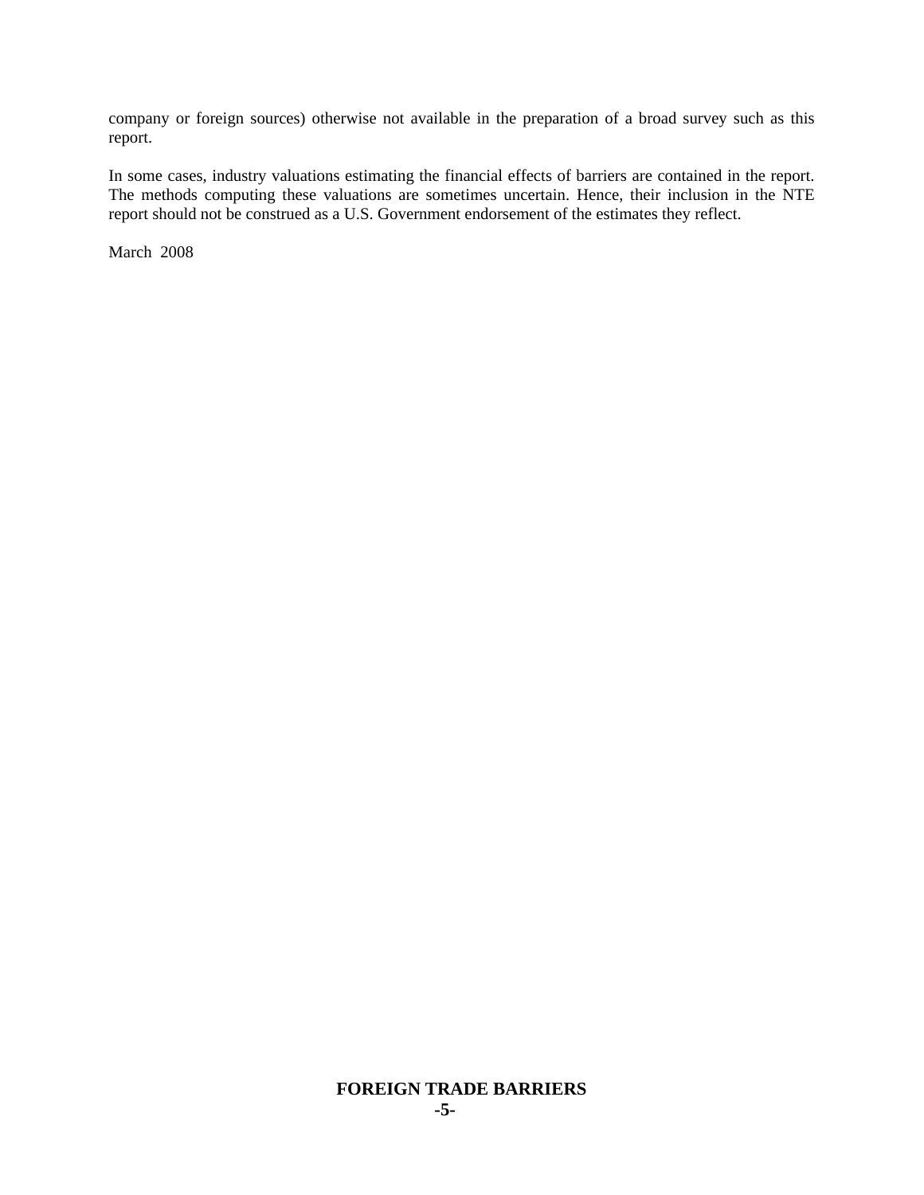company or foreign sources) otherwise not available in the preparation of a broad survey such as this report.

In some cases, industry valuations estimating the financial effects of barriers are contained in the report. The methods computing these valuations are sometimes uncertain. Hence, their inclusion in the NTE report should not be construed as a U.S. Government endorsement of the estimates they reflect.

March 2008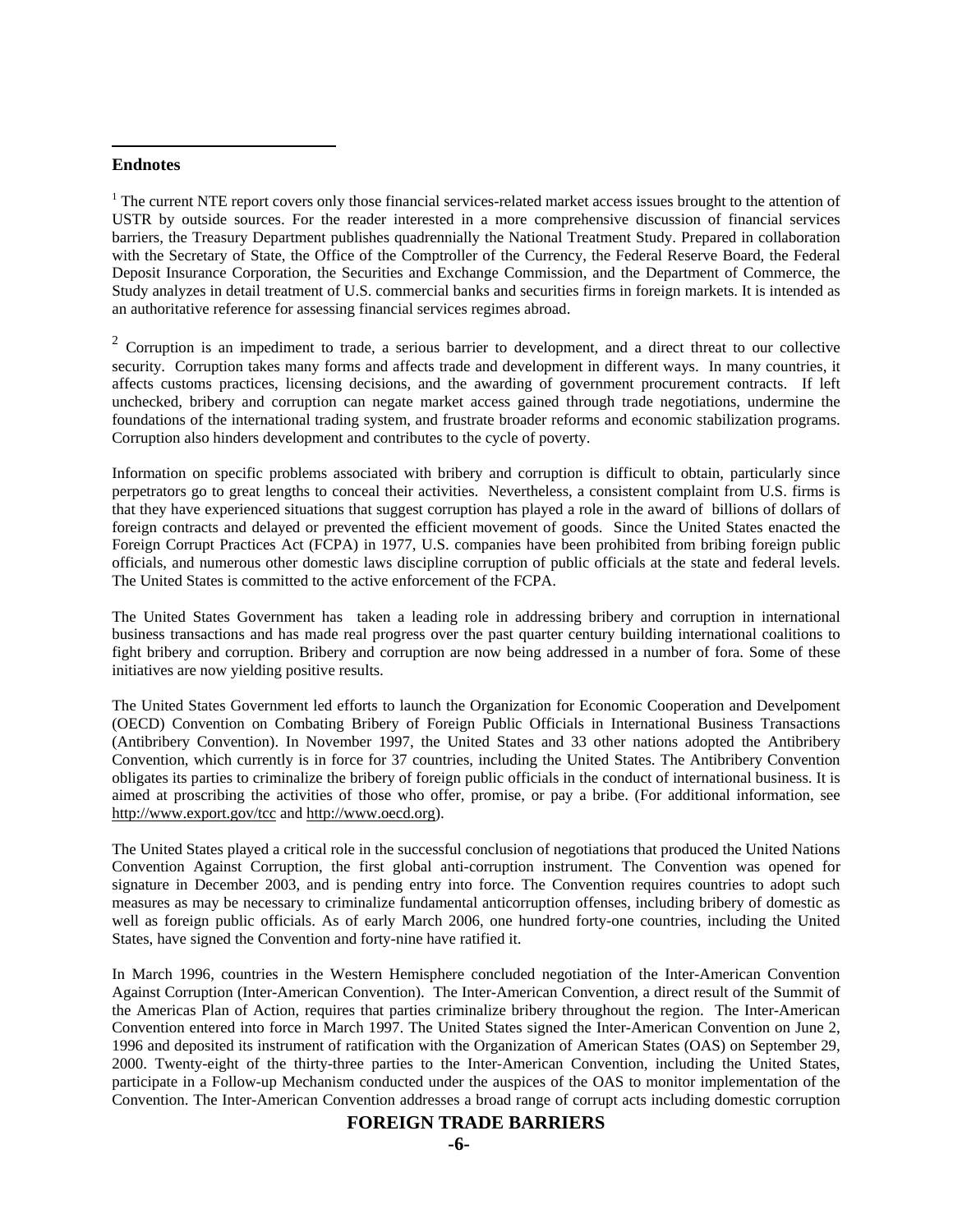## Endnotes

[1] The current NTE report covers only those financial services-related market access issues brought to the attention of USTR by outside sources. For the reader interested in a more comprehensive discussion of financial services barriers, the Treasury Department publishes quadrennially the National Treatment Study. Prepared in collaboration with the Secretary of State, the Office of the Comptroller of the Currency, the Federal Reserve Board, the Federal Deposit Insurance Corporation, the Securities and Exchange Commission, and the Department of Commerce, the Study analyzes in detail treatment of U.S. commercial banks and securities firms in foreign markets. It is intended as an authoritative reference for assessing financial services regimes abroad.

[2] Corruption is an impediment to trade, a serious barrier to development, and a direct threat to our collective security. Corruption takes many forms and affects trade and development in different ways. In many countries, it affects customs practices, licensing decisions, and the awarding of government procurement contracts. If left unchecked, bribery and corruption can negate market access gained through trade negotiations, undermine the foundations of the international trading system, and frustrate broader reforms and economic stabilization programs. Corruption also hinders development and contributes to the cycle of poverty.

Information on specific problems associated with bribery and corruption is difficult to obtain, particularly since perpetrators go to great lengths to conceal their activities. Nevertheless, a consistent complaint from U.S. firms is that they have experienced situations that suggest corruption has played a role in the award of billions of dollars of foreign contracts and delayed or prevented the efficient movement of goods. Since the United States enacted the Foreign Corrupt Practices Act (FCPA) in 1977, U.S. companies have been prohibited from bribing foreign public officials, and numerous other domestic laws discipline corruption of public officials at the state and federal levels. The United States is committed to the active enforcement of the FCPA.

The United States Government has taken a leading role in addressing bribery and corruption in international business transactions and has made real progress over the past quarter century building international coalitions to fight bribery and corruption. Bribery and corruption are now being addressed in a number of fora. Some of these initiatives are now yielding positive results.

The United States Government led efforts to launch the Organization for Economic Cooperation and Develpoment (OECD) Convention on Combating Bribery of Foreign Public Officials in International Business Transactions (Antibribery Convention). In November 1997, the United States and 33 other nations adopted the Antibribery Convention, which currently is in force for 37 countries, including the United States. The Antibribery Convention obligates its parties to criminalize the bribery of foreign public officials in the conduct of international business. It is aimed at proscribing the activities of those who offer, promise, or pay a bribe. (For additional information, see http://www.export.gov/tcc and http://www.oecd.org).

The United States played a critical role in the successful conclusion of negotiations that produced the United Nations Convention Against Corruption, the first global anti-corruption instrument. The Convention was opened for signature in December 2003, and is pending entry into force. The Convention requires countries to adopt such measures as may be necessary to criminalize fundamental anticorruption offenses, including bribery of domestic as well as foreign public officials. As of early March 2006, one hundred forty-one countries, including the United States, have signed the Convention and forty-nine have ratified it.

In March 1996, countries in the Western Hemisphere concluded negotiation of the Inter-American Convention Against Corruption (Inter-American Convention). The Inter-American Convention, a direct result of the Summit of the Americas Plan of Action, requires that parties criminalize bribery throughout the region. The Inter-American Convention entered into force in March 1997. The United States signed the Inter-American Convention on June 2, 1996 and deposited its instrument of ratification with the Organization of American States (OAS) on September 29, 2000. Twenty-eight of the thirty-three parties to the Inter-American Convention, including the United States, participate in a Follow-up Mechanism conducted under the auspices of the OAS to monitor implementation of the Convention. The Inter-American Convention addresses a broad range of corrupt acts including domestic corruption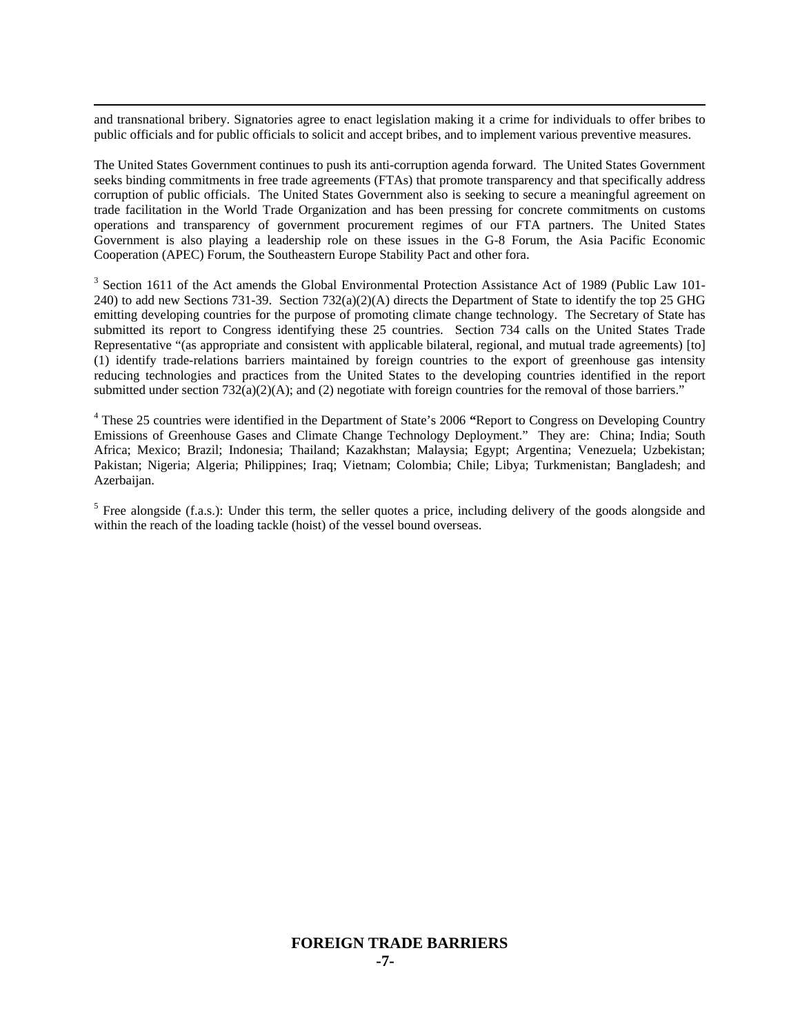and transnational bribery. Signatories agree to enact legislation making it a crime for individuals to offer bribes to public officials and for public officials to solicit and accept bribes, and to implement various preventive measures.

The United States Government continues to push its anti-corruption agenda forward. The United States Government seeks binding commitments in free trade agreements (FTAs) that promote transparency and that specifically address corruption of public officials. The United States Government also is seeking to secure a meaningful agreement on trade facilitation in the World Trade Organization and has been pressing for concrete commitments on customs operations and transparency of government procurement regimes of our FTA partners. The United States Government is also playing a leadership role on these issues in the G-8 Forum, the Asia Pacific Economic Cooperation (APEC) Forum, the Southeastern Europe Stability Pact and other fora.

[3] Section 1611 of the Act amends the Global Environmental Protection Assistance Act of 1989 (Public Law 101-240) to add new Sections 731-39. Section 732(a)(2)(A) directs the Department of State to identify the top 25 GHG emitting developing countries for the purpose of promoting climate change technology. The Secretary of State has submitted its report to Congress identifying these 25 countries. Section 734 calls on the United States Trade Representative "(as appropriate and consistent with applicable bilateral, regional, and mutual trade agreements) [to] (1) identify trade-relations barriers maintained by foreign countries to the export of greenhouse gas intensity reducing technologies and practices from the United States to the developing countries identified in the report submitted under section 732(a)(2)(A); and (2) negotiate with foreign countries for the removal of those barriers."

[4] These 25 countries were identified in the Department of State's 2006 **"**Report to Congress on Developing Country Emissions of Greenhouse Gases and Climate Change Technology Deployment." They are: China; India; South Africa; Mexico; Brazil; Indonesia; Thailand; Kazakhstan; Malaysia; Egypt; Argentina; Venezuela; Uzbekistan; Pakistan; Nigeria; Algeria; Philippines; Iraq; Vietnam; Colombia; Chile; Libya; Turkmenistan; Bangladesh; and Azerbaijan.

[5] Free alongside (f.a.s.): Under this term, the seller quotes a price, including delivery of the goods alongside and within the reach of the loading tackle (hoist) of the vessel bound overseas.